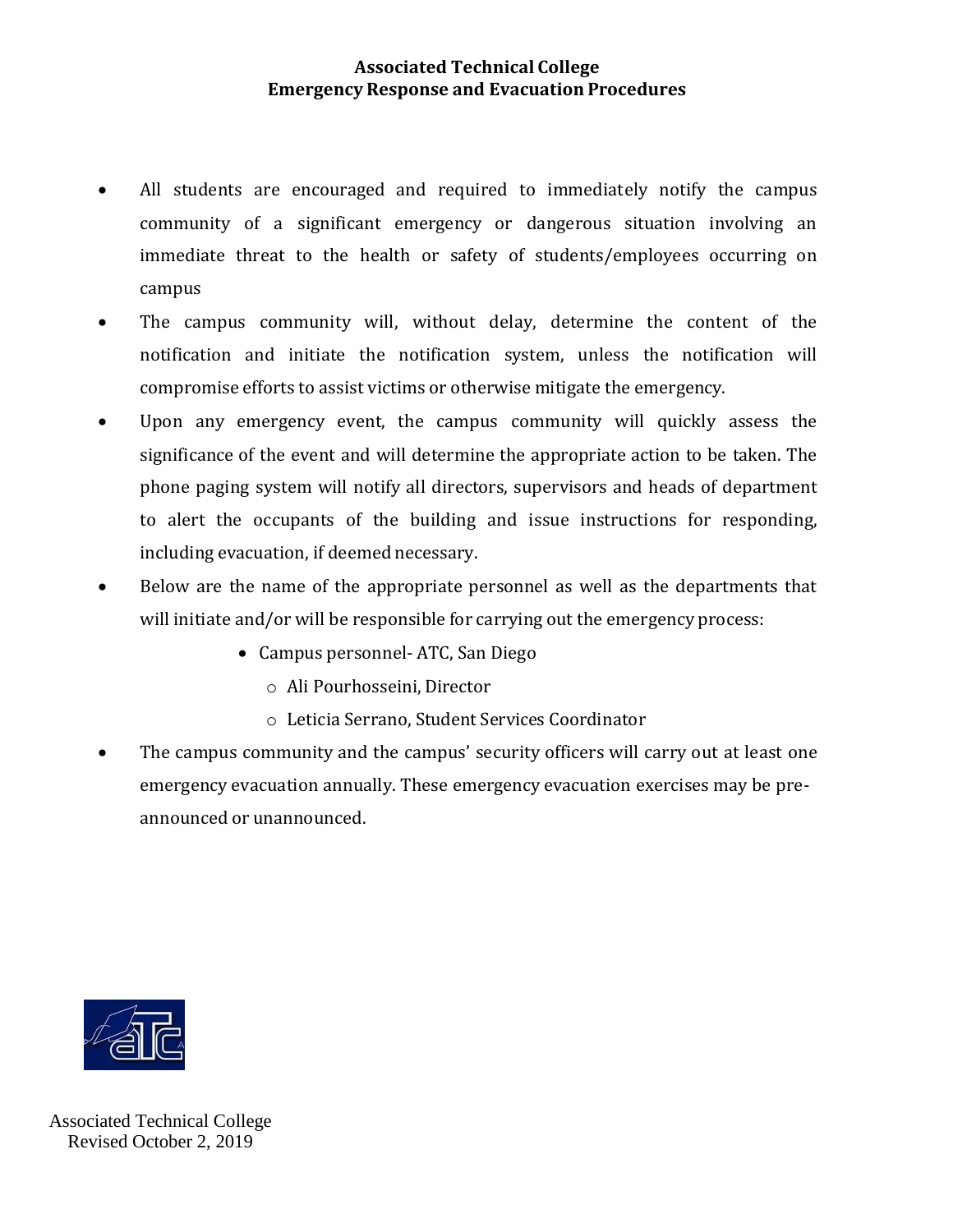# Associated Technical College
## Emergency Response and Evacuation Procedures

- All students are encouraged and required to immediately notify the campus community of a significant emergency or dangerous situation involving an immediate threat to the health or safety of students/employees occurring on campus
- The campus community will, without delay, determine the content of the notification and initiate the notification system, unless the notification will compromise efforts to assist victims or otherwise mitigate the emergency.
- Upon any emergency event, the campus community will quickly assess the significance of the event and will determine the appropriate action to be taken. The phone paging system will notify all directors, supervisors and heads of department to alert the occupants of the building and issue instructions for responding, including evacuation, if deemed necessary.
- Below are the name of the appropriate personnel as well as the departments that will initiate and/or will be responsible for carrying out the emergency process:
    - Campus personnel- ATC, San Diego
        - Ali Pourhosseini, Director
        - Leticia Serrano, Student Services Coordinator
- The campus community and the campus' security officers will carry out at least one emergency evacuation annually. These emergency evacuation exercises may be pre-announced or unannounced.

Associated Technical College
Revised October 2, 2019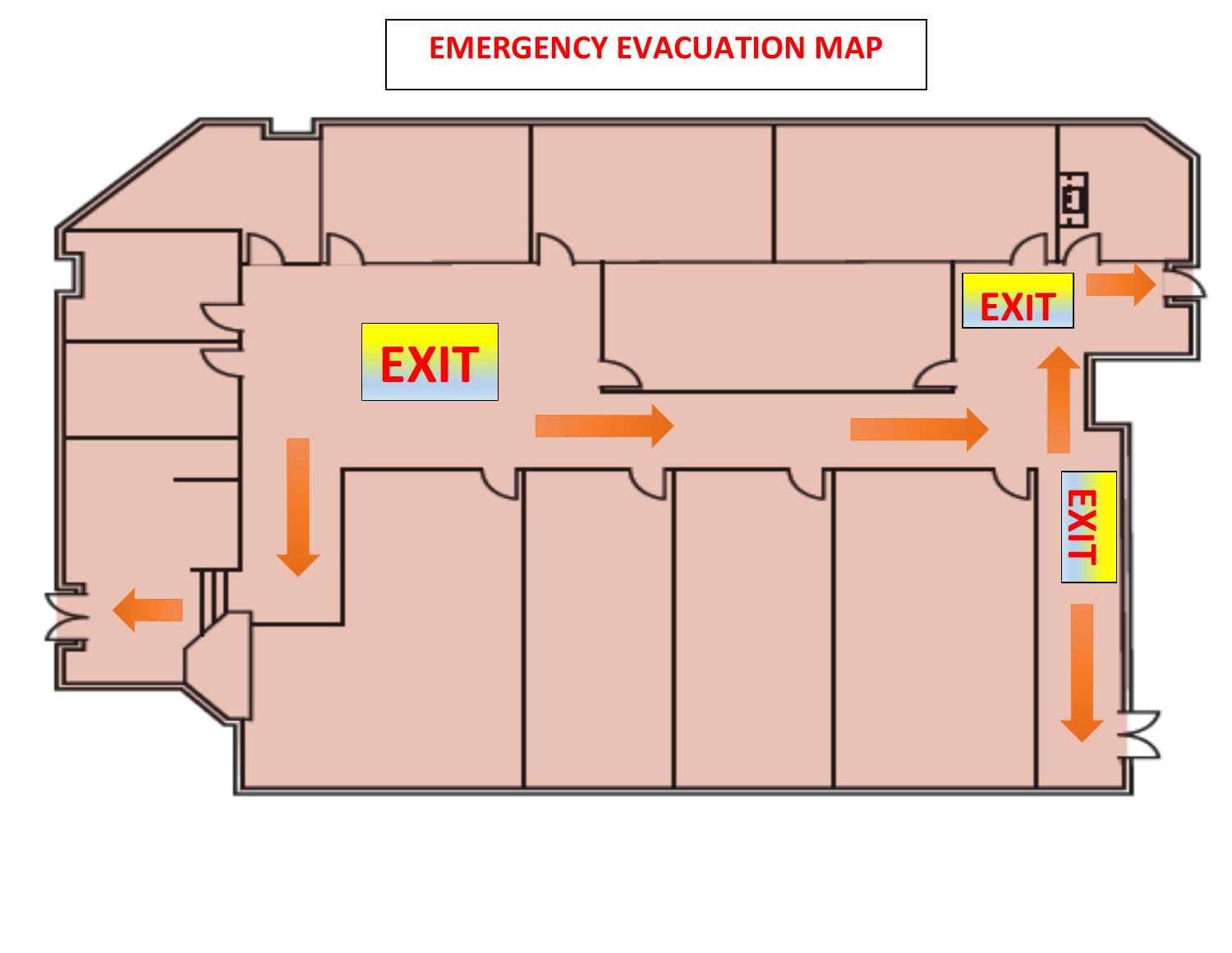# EMERGENCY EVACUATION MAP

EXIT

EXIT

EXIT